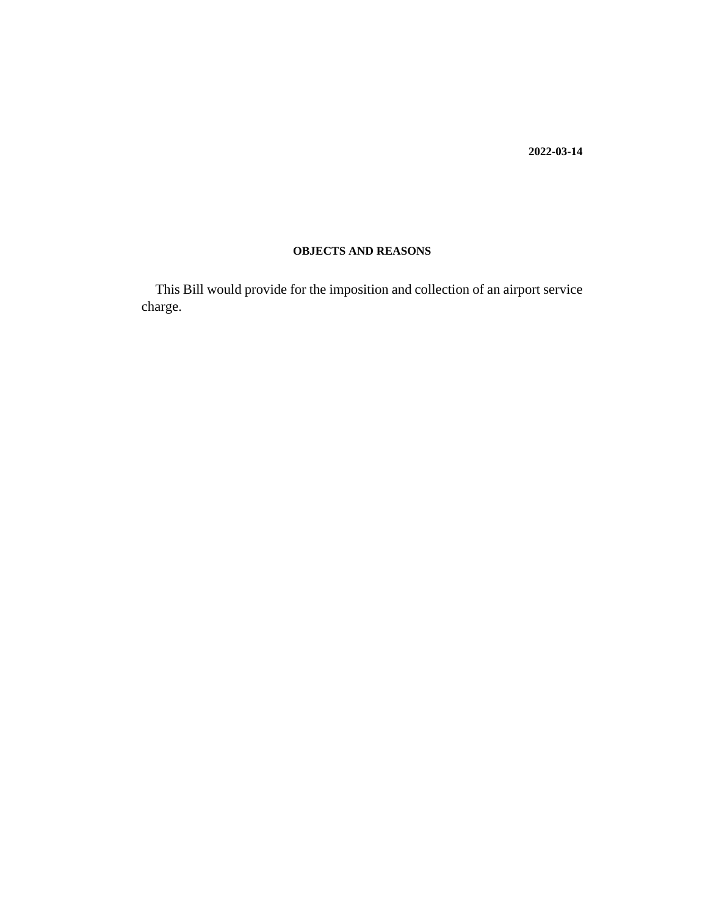**2022-03-14**

**OBJECTS AND REASONS**

This Bill would provide for the imposition and collection of an airport service charge.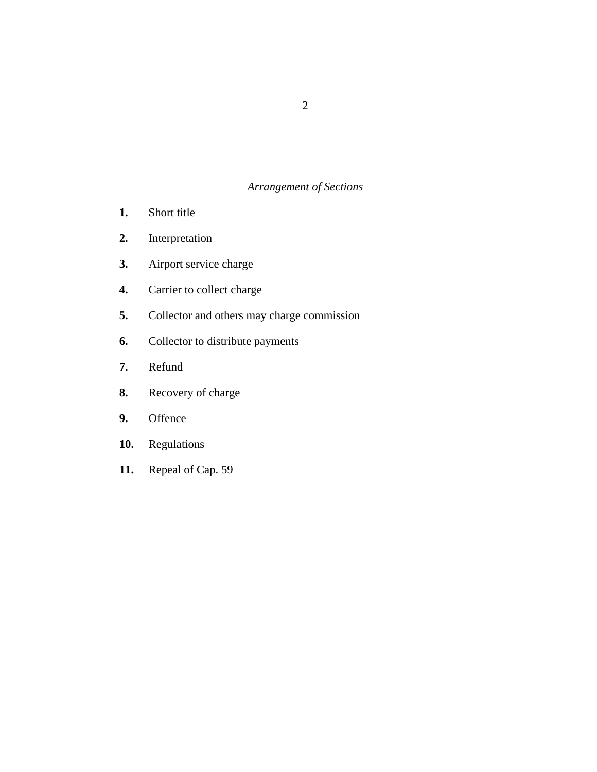*Arrangement of Sections*

**1.** Short title

**2.** Interpretation

**3.** Airport service charge

**4.** Carrier to collect charge

**5.** Collector and others may charge commission

**6.** Collector to distribute payments

**7.** Refund

**8.** Recovery of charge

**9.** Offence

**10.** Regulations

**11.** Repeal of Cap. 59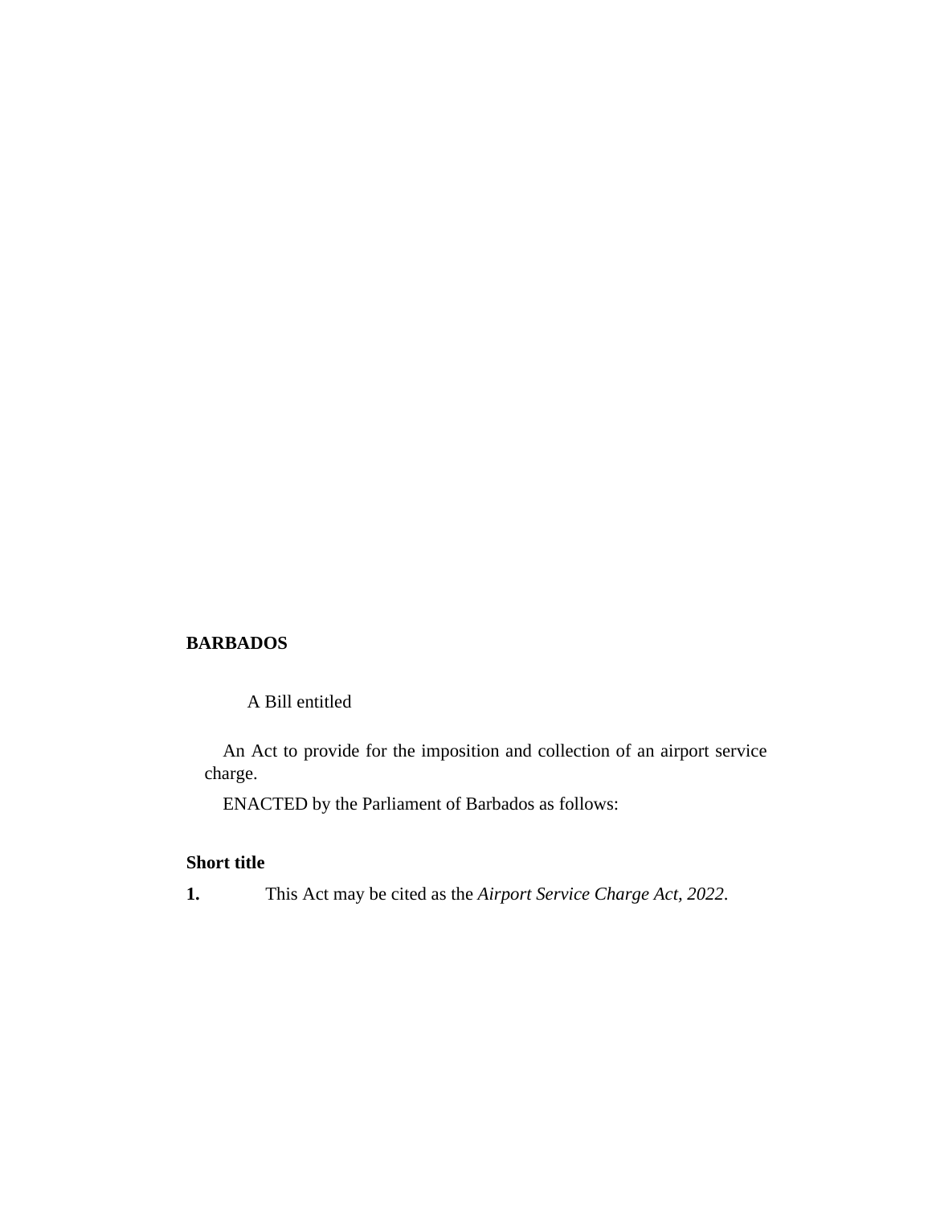**BARBADOS**

A Bill entitled

An Act to provide for the imposition and collection of an airport service charge.

ENACTED by the Parliament of Barbados as follows:

**Short title**

**1.** This Act may be cited as the *Airport Service Charge Act, 2022*.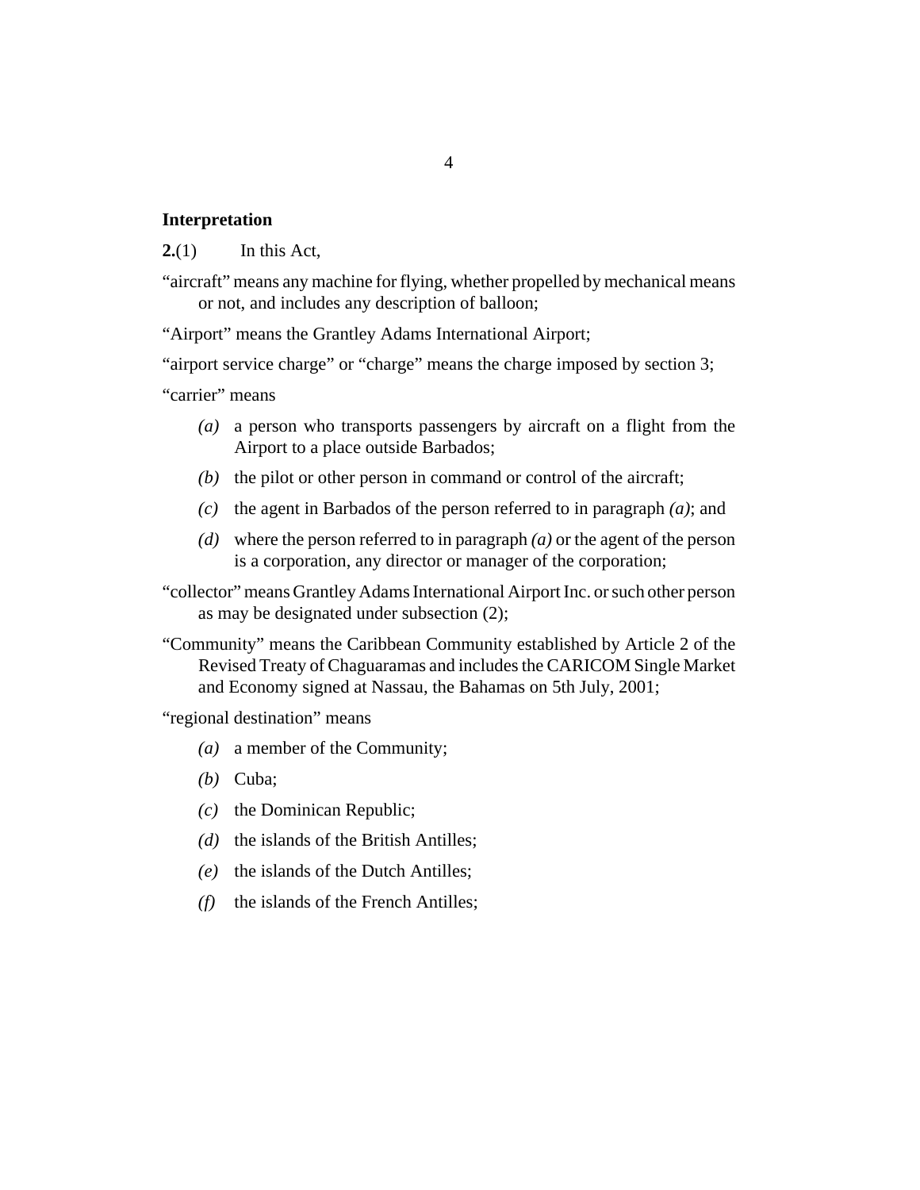### Interpretation

**2.**(1) In this Act,

"aircraft" means any machine for flying, whether propelled by mechanical means or not, and includes any description of balloon;

"Airport" means the Grantley Adams International Airport;

"airport service charge" or "charge" means the charge imposed by section 3;

"carrier" means

- *(a)* a person who transports passengers by aircraft on a flight from the Airport to a place outside Barbados;
- *(b)* the pilot or other person in command or control of the aircraft;
- *(c)* the agent in Barbados of the person referred to in paragraph *(a)*; and
- *(d)* where the person referred to in paragraph *(a)* or the agent of the person is a corporation, any director or manager of the corporation;

"collector" means Grantley Adams International Airport Inc. or such other person as may be designated under subsection (2);

"Community" means the Caribbean Community established by Article 2 of the Revised Treaty of Chaguaramas and includes the CARICOM Single Market and Economy signed at Nassau, the Bahamas on 5th July, 2001;

"regional destination" means

- *(a)* a member of the Community;
- *(b)* Cuba;
- *(c)* the Dominican Republic;
- *(d)* the islands of the British Antilles;
- *(e)* the islands of the Dutch Antilles;
- *(f)* the islands of the French Antilles;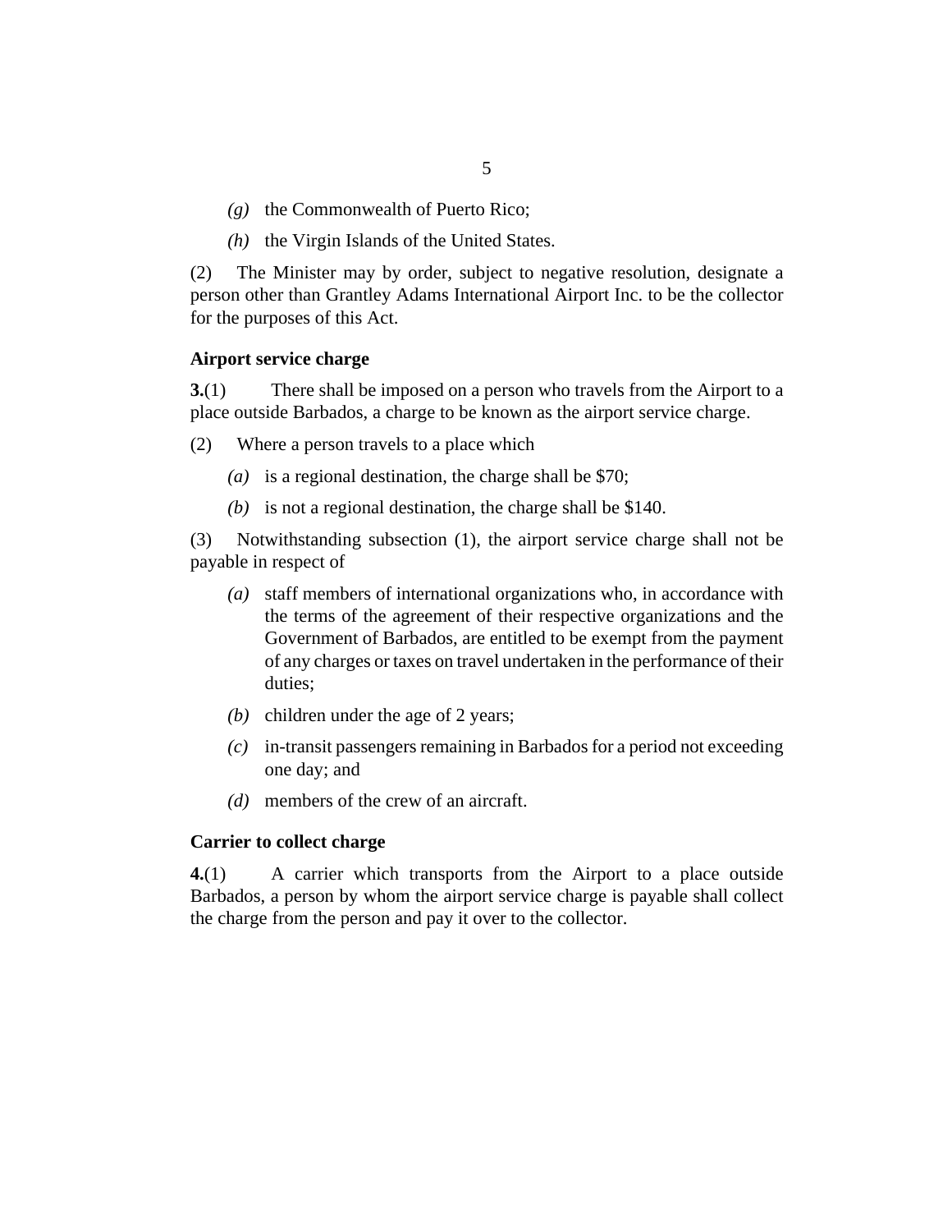*(g)* the Commonwealth of Puerto Rico;

*(h)* the Virgin Islands of the United States.

(2) The Minister may by order, subject to negative resolution, designate a person other than Grantley Adams International Airport Inc. to be the collector for the purposes of this Act.

**Airport service charge**

**3.**(1) There shall be imposed on a person who travels from the Airport to a place outside Barbados, a charge to be known as the airport service charge.

(2) Where a person travels to a place which

*(a)* is a regional destination, the charge shall be $70;

*(b)* is not a regional destination, the charge shall be $140.

(3) Notwithstanding subsection (1), the airport service charge shall not be payable in respect of

*(a)* staff members of international organizations who, in accordance with the terms of the agreement of their respective organizations and the Government of Barbados, are entitled to be exempt from the payment of any charges or taxes on travel undertaken in the performance of their duties;

*(b)* children under the age of 2 years;

*(c)* in-transit passengers remaining in Barbados for a period not exceeding one day; and

*(d)* members of the crew of an aircraft.

**Carrier to collect charge**

**4.**(1) A carrier which transports from the Airport to a place outside Barbados, a person by whom the airport service charge is payable shall collect the charge from the person and pay it over to the collector.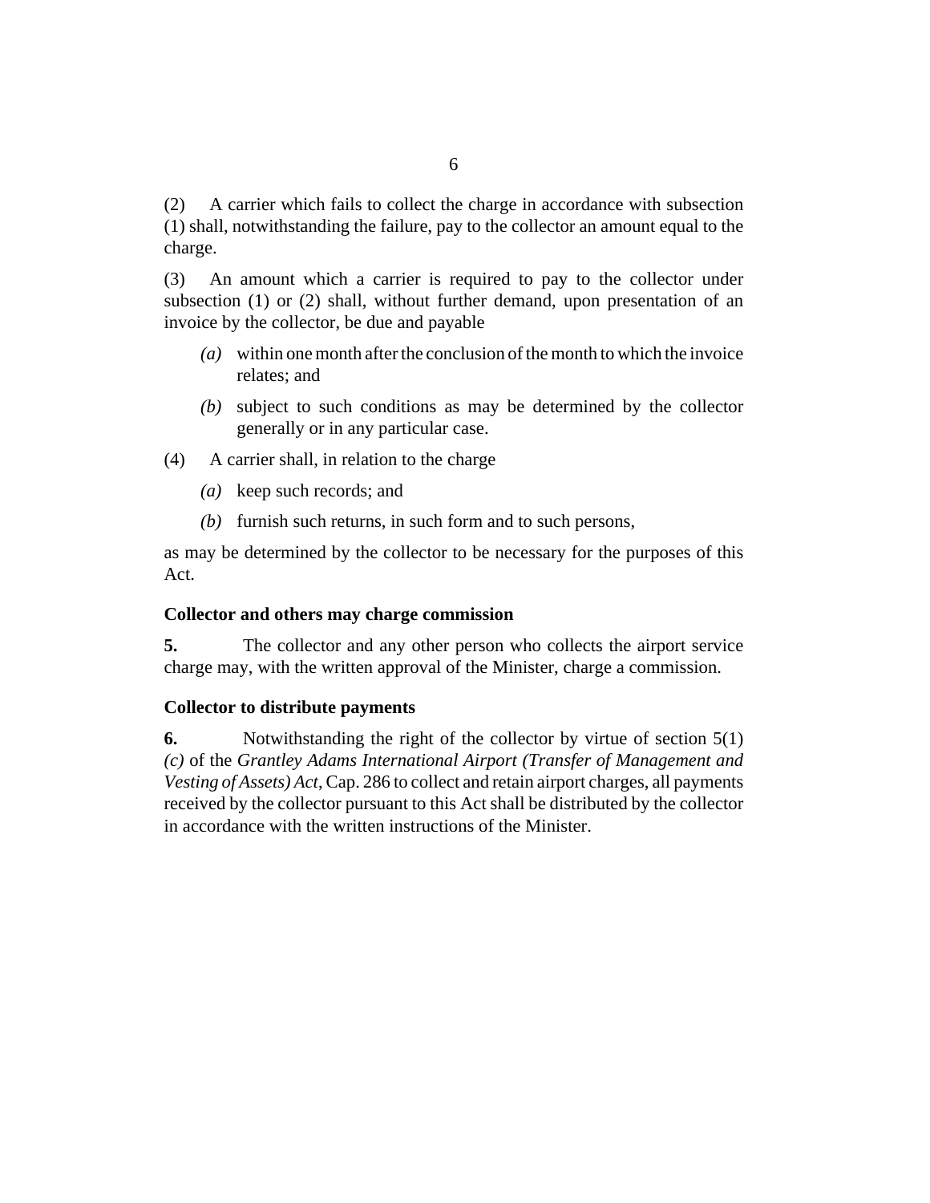(2) A carrier which fails to collect the charge in accordance with subsection (1) shall, notwithstanding the failure, pay to the collector an amount equal to the charge.

(3) An amount which a carrier is required to pay to the collector under subsection (1) or (2) shall, without further demand, upon presentation of an invoice by the collector, be due and payable

- *(a)* within one month after the conclusion of the month to which the invoice relates; and
- *(b)* subject to such conditions as may be determined by the collector generally or in any particular case.

(4) A carrier shall, in relation to the charge

- *(a)* keep such records; and
- *(b)* furnish such returns, in such form and to such persons,

as may be determined by the collector to be necessary for the purposes of this Act.

### Collector and others may charge commission

**5.** The collector and any other person who collects the airport service charge may, with the written approval of the Minister, charge a commission.

### Collector to distribute payments

**6.** Notwithstanding the right of the collector by virtue of section 5(1) *(c)* of the *Grantley Adams International Airport (Transfer of Management and Vesting of Assets) Act*, Cap. 286 to collect and retain airport charges, all payments received by the collector pursuant to this Act shall be distributed by the collector in accordance with the written instructions of the Minister.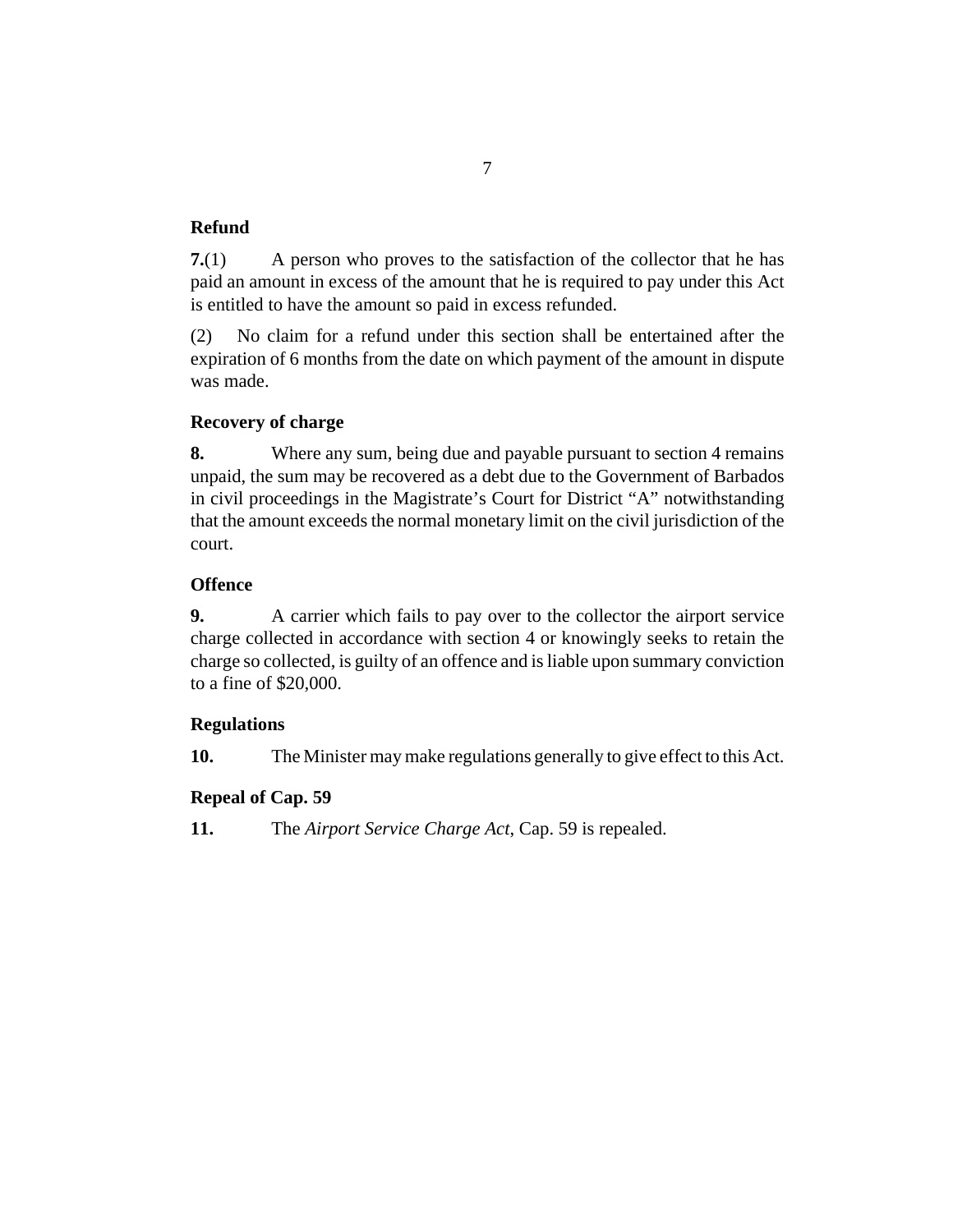**Refund**

**7.**(1) A person who proves to the satisfaction of the collector that he has paid an amount in excess of the amount that he is required to pay under this Act is entitled to have the amount so paid in excess refunded.

(2) No claim for a refund under this section shall be entertained after the expiration of 6 months from the date on which payment of the amount in dispute was made.

**Recovery of charge**

**8.** Where any sum, being due and payable pursuant to section 4 remains unpaid, the sum may be recovered as a debt due to the Government of Barbados in civil proceedings in the Magistrate's Court for District "A" notwithstanding that the amount exceeds the normal monetary limit on the civil jurisdiction of the court.

**Offence**

**9.** A carrier which fails to pay over to the collector the airport service charge collected in accordance with section 4 or knowingly seeks to retain the charge so collected, is guilty of an offence and is liable upon summary conviction to a fine of $20,000.

**Regulations**

**10.** The Minister may make regulations generally to give effect to this Act.

**Repeal of Cap. 59**

**11.** The *Airport Service Charge Act*, Cap. 59 is repealed.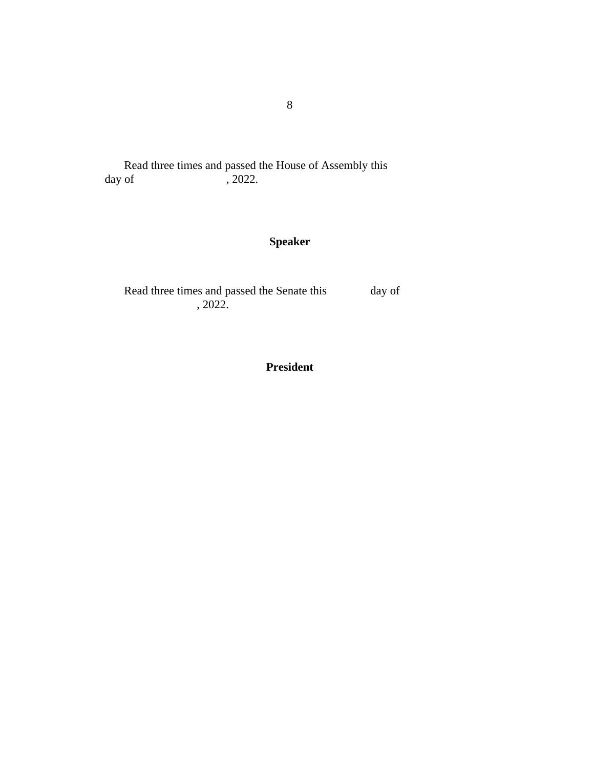Read three times and passed the House of Assembly this day of , 2022.

**Speaker**

Read three times and passed the Senate this day of , 2022.

**President**